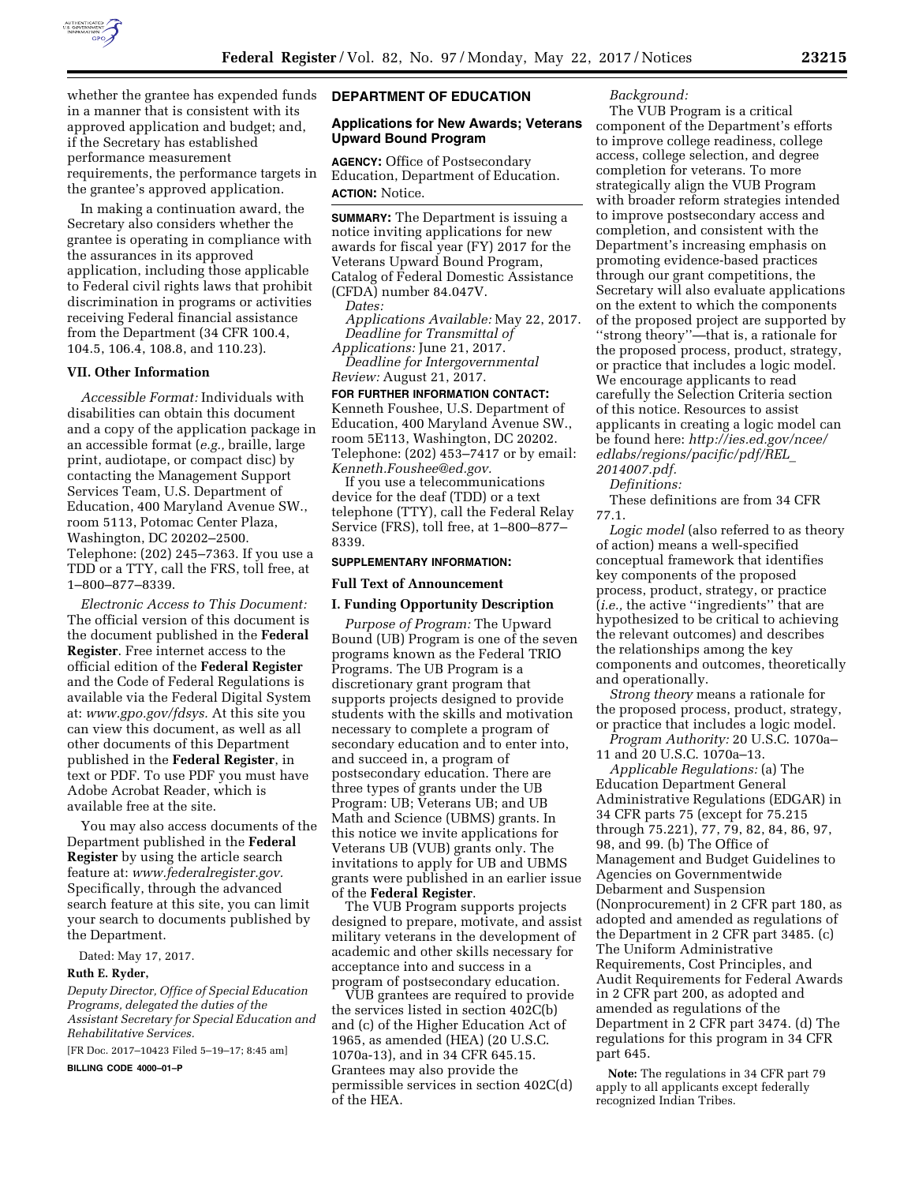whether the grantee has expended funds in a manner that is consistent with its approved application and budget; and, if the Secretary has established performance measurement requirements, the performance targets in the grantee's approved application.

In making a continuation award, the Secretary also considers whether the grantee is operating in compliance with the assurances in its approved application, including those applicable to Federal civil rights laws that prohibit discrimination in programs or activities receiving Federal financial assistance from the Department (34 CFR 100.4, 104.5, 106.4, 108.8, and 110.23).

## VII. Other Information

*Accessible Format:* Individuals with disabilities can obtain this document and a copy of the application package in an accessible format (*e.g.,* braille, large print, audiotape, or compact disc) by contacting the Management Support Services Team, U.S. Department of Education, 400 Maryland Avenue SW., room 5113, Potomac Center Plaza, Washington, DC 20202–2500. Telephone: (202) 245–7363. If you use a TDD or a TTY, call the FRS, toll free, at 1–800–877–8339.

*Electronic Access to This Document:* The official version of this document is the document published in the **Federal Register**. Free internet access to the official edition of the **Federal Register** and the Code of Federal Regulations is available via the Federal Digital System at: *www.gpo.gov/fdsys.* At this site you can view this document, as well as all other documents of this Department published in the **Federal Register**, in text or PDF. To use PDF you must have Adobe Acrobat Reader, which is available free at the site.

You may also access documents of the Department published in the **Federal Register** by using the article search feature at: *www.federalregister.gov.* Specifically, through the advanced search feature at this site, you can limit your search to documents published by the Department.

Dated: May 17, 2017.

**Ruth E. Ryder,**

*Deputy Director, Office of Special Education Programs, delegated the duties of the Assistant Secretary for Special Education and Rehabilitative Services.*

[FR Doc. 2017–10423 Filed 5–19–17; 8:45 am]

**BILLING CODE 4000–01–P**

# DEPARTMENT OF EDUCATION

## Applications for New Awards; Veterans Upward Bound Program

**AGENCY:** Office of Postsecondary Education, Department of Education.

**ACTION:** Notice.

**SUMMARY:** The Department is issuing a notice inviting applications for new awards for fiscal year (FY) 2017 for the Veterans Upward Bound Program, Catalog of Federal Domestic Assistance (CFDA) number 84.047V.

*Dates:*

*Applications Available:* May 22, 2017.

*Deadline for Transmittal of Applications:* June 21, 2017.

*Deadline for Intergovernmental Review:* August 21, 2017.

**FOR FURTHER INFORMATION CONTACT:** Kenneth Foushee, U.S. Department of Education, 400 Maryland Avenue SW., room 5E113, Washington, DC 20202. Telephone: (202) 453–7417 or by email: *Kenneth.Foushee@ed.gov.*

If you use a telecommunications device for the deaf (TDD) or a text telephone (TTY), call the Federal Relay Service (FRS), toll free, at 1–800–877–8339.

**SUPPLEMENTARY INFORMATION:**

## Full Text of Announcement

## I. Funding Opportunity Description

*Purpose of Program:* The Upward Bound (UB) Program is one of the seven programs known as the Federal TRIO Programs. The UB Program is a discretionary grant program that supports projects designed to provide students with the skills and motivation necessary to complete a program of secondary education and to enter into, and succeed in, a program of postsecondary education. There are three types of grants under the UB Program: UB; Veterans UB; and UB Math and Science (UBMS) grants. In this notice we invite applications for Veterans UB (VUB) grants only. The invitations to apply for UB and UBMS grants were published in an earlier issue of the **Federal Register**.

The VUB Program supports projects designed to prepare, motivate, and assist military veterans in the development of academic and other skills necessary for acceptance into and success in a program of postsecondary education.

VUB grantees are required to provide the services listed in section 402C(b) and (c) of the Higher Education Act of 1965, as amended (HEA) (20 U.S.C. 1070a-13), and in 34 CFR 645.15. Grantees may also provide the permissible services in section 402C(d) of the HEA.

*Background:*

The VUB Program is a critical component of the Department's efforts to improve college readiness, college access, college selection, and degree completion for veterans. To more strategically align the VUB Program with broader reform strategies intended to improve postsecondary access and completion, and consistent with the Department's increasing emphasis on promoting evidence-based practices through our grant competitions, the Secretary will also evaluate applications on the extent to which the components of the proposed project are supported by "strong theory"—that is, a rationale for the proposed process, product, strategy, or practice that includes a logic model. We encourage applicants to read carefully the Selection Criteria section of this notice. Resources to assist applicants in creating a logic model can be found here: *http://ies.ed.gov/ncee/edlabs/regions/pacific/pdf/REL_2014007.pdf.*

*Definitions:*

These definitions are from 34 CFR 77.1.

*Logic model* (also referred to as theory of action) means a well-specified conceptual framework that identifies key components of the proposed process, product, strategy, or practice (*i.e.,* the active "ingredients" that are hypothesized to be critical to achieving the relevant outcomes) and describes the relationships among the key components and outcomes, theoretically and operationally.

*Strong theory* means a rationale for the proposed process, product, strategy, or practice that includes a logic model.

*Program Authority:* 20 U.S.C. 1070a–11 and 20 U.S.C. 1070a–13.

*Applicable Regulations:* (a) The Education Department General Administrative Regulations (EDGAR) in 34 CFR parts 75 (except for 75.215 through 75.221), 77, 79, 82, 84, 86, 97, 98, and 99. (b) The Office of Management and Budget Guidelines to Agencies on Governmentwide Debarment and Suspension (Nonprocurement) in 2 CFR part 180, as adopted and amended as regulations of the Department in 2 CFR part 3485. (c) The Uniform Administrative Requirements, Cost Principles, and Audit Requirements for Federal Awards in 2 CFR part 200, as adopted and amended as regulations of the Department in 2 CFR part 3474. (d) The regulations for this program in 34 CFR part 645.

**Note:** The regulations in 34 CFR part 79 apply to all applicants except federally recognized Indian Tribes.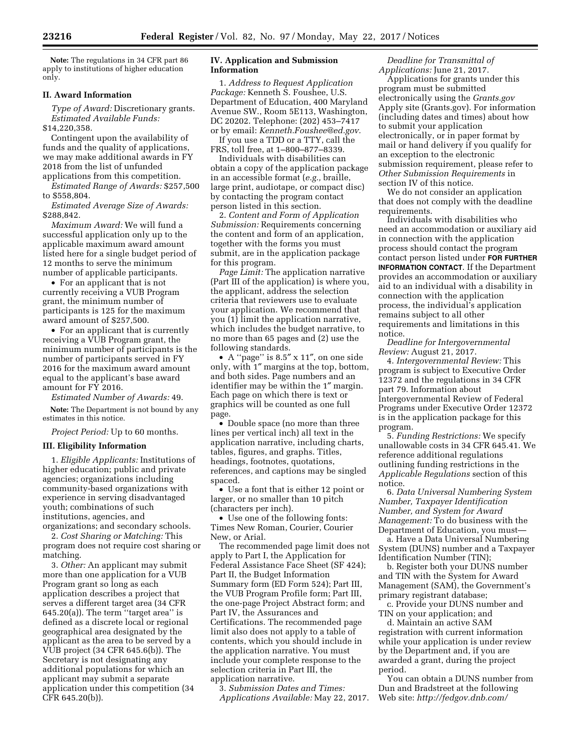**Note:** The regulations in 34 CFR part 86 apply to institutions of higher education only.

### II. Award Information

*Type of Award:* Discretionary grants.

*Estimated Available Funds:* $14,220,358.

Contingent upon the availability of funds and the quality of applications, we may make additional awards in FY 2018 from the list of unfunded applications from this competition.

*Estimated Range of Awards:* $257,500 to $558,804.

*Estimated Average Size of Awards:* $288,842.

*Maximum Award:* We will fund a successful application only up to the applicable maximum award amount listed here for a single budget period of 12 months to serve the minimum number of applicable participants.

- For an applicant that is not currently receiving a VUB Program grant, the minimum number of participants is 125 for the maximum award amount of $257,500.
- For an applicant that is currently receiving a VUB Program grant, the minimum number of participants is the number of participants served in FY 2016 for the maximum award amount equal to the applicant's base award amount for FY 2016.

*Estimated Number of Awards:* 49.

**Note:** The Department is not bound by any estimates in this notice.

*Project Period:* Up to 60 months.

### III. Eligibility Information

1. *Eligible Applicants:* Institutions of higher education; public and private agencies; organizations including community-based organizations with experience in serving disadvantaged youth; combinations of such institutions, agencies, and organizations; and secondary schools.

2. *Cost Sharing or Matching:* This program does not require cost sharing or matching.

3. *Other:* An applicant may submit more than one application for a VUB Program grant so long as each application describes a project that serves a different target area (34 CFR 645.20(a)). The term "target area" is defined as a discrete local or regional geographical area designated by the applicant as the area to be served by a VUB project (34 CFR 645.6(b)). The Secretary is not designating any additional populations for which an applicant may submit a separate application under this competition (34 CFR 645.20(b)).

### IV. Application and Submission Information

1. *Address to Request Application Package:* Kenneth S. Foushee, U.S. Department of Education, 400 Maryland Avenue SW., Room 5E113, Washington, DC 20202. Telephone: (202) 453–7417 or by email: *Kenneth.Foushee@ed.gov.*

If you use a TDD or a TTY, call the FRS, toll free, at 1–800–877–8339.

Individuals with disabilities can obtain a copy of the application package in an accessible format (*e.g.,* braille, large print, audiotape, or compact disc) by contacting the program contact person listed in this section.

2. *Content and Form of Application Submission:* Requirements concerning the content and form of an application, together with the forms you must submit, are in the application package for this program.

*Page Limit:* The application narrative (Part III of the application) is where you, the applicant, address the selection criteria that reviewers use to evaluate your application. We recommend that you (1) limit the application narrative, which includes the budget narrative, to no more than 65 pages and (2) use the following standards.

- A "page" is 8.5″ x 11″, on one side only, with 1″ margins at the top, bottom, and both sides. Page numbers and an identifier may be within the 1″ margin. Each page on which there is text or graphics will be counted as one full page.
- Double space (no more than three lines per vertical inch) all text in the application narrative, including charts, tables, figures, and graphs. Titles, headings, footnotes, quotations, references, and captions may be singled spaced.
- Use a font that is either 12 point or larger, or no smaller than 10 pitch (characters per inch).
- Use one of the following fonts: Times New Roman, Courier, Courier New, or Arial.

The recommended page limit does not apply to Part I, the Application for Federal Assistance Face Sheet (SF 424); Part II, the Budget Information Summary form (ED Form 524); Part III, the VUB Program Profile form; Part III, the one-page Project Abstract form; and Part IV, the Assurances and Certifications. The recommended page limit also does not apply to a table of contents, which you should include in the application narrative. You must include your complete response to the selection criteria in Part III, the application narrative.

3. *Submission Dates and Times:*

*Applications Available:* May 22, 2017.

*Deadline for Transmittal of Applications:* June 21, 2017.

Applications for grants under this program must be submitted electronically using the *Grants.gov* Apply site (Grants.gov). For information (including dates and times) about how to submit your application electronically, or in paper format by mail or hand delivery if you qualify for an exception to the electronic submission requirement, please refer to *Other Submission Requirements* in section IV of this notice.

We do not consider an application that does not comply with the deadline requirements.

Individuals with disabilities who need an accommodation or auxiliary aid in connection with the application process should contact the program contact person listed under **FOR FURTHER INFORMATION CONTACT**. If the Department provides an accommodation or auxiliary aid to an individual with a disability in connection with the application process, the individual's application remains subject to all other requirements and limitations in this notice.

*Deadline for Intergovernmental Review:* August 21, 2017.

4. *Intergovernmental Review:* This program is subject to Executive Order 12372 and the regulations in 34 CFR part 79. Information about Intergovernmental Review of Federal Programs under Executive Order 12372 is in the application package for this program.

5. *Funding Restrictions:* We specify unallowable costs in 34 CFR 645.41. We reference additional regulations outlining funding restrictions in the *Applicable Regulations* section of this notice.

6. *Data Universal Numbering System Number, Taxpayer Identification Number, and System for Award Management:* To do business with the Department of Education, you must—

a. Have a Data Universal Numbering System (DUNS) number and a Taxpayer Identification Number (TIN);

b. Register both your DUNS number and TIN with the System for Award Management (SAM), the Government's primary registrant database;

c. Provide your DUNS number and TIN on your application; and

d. Maintain an active SAM registration with current information while your application is under review by the Department and, if you are awarded a grant, during the project period.

You can obtain a DUNS number from Dun and Bradstreet at the following Web site: *http://fedgov.dnb.com/*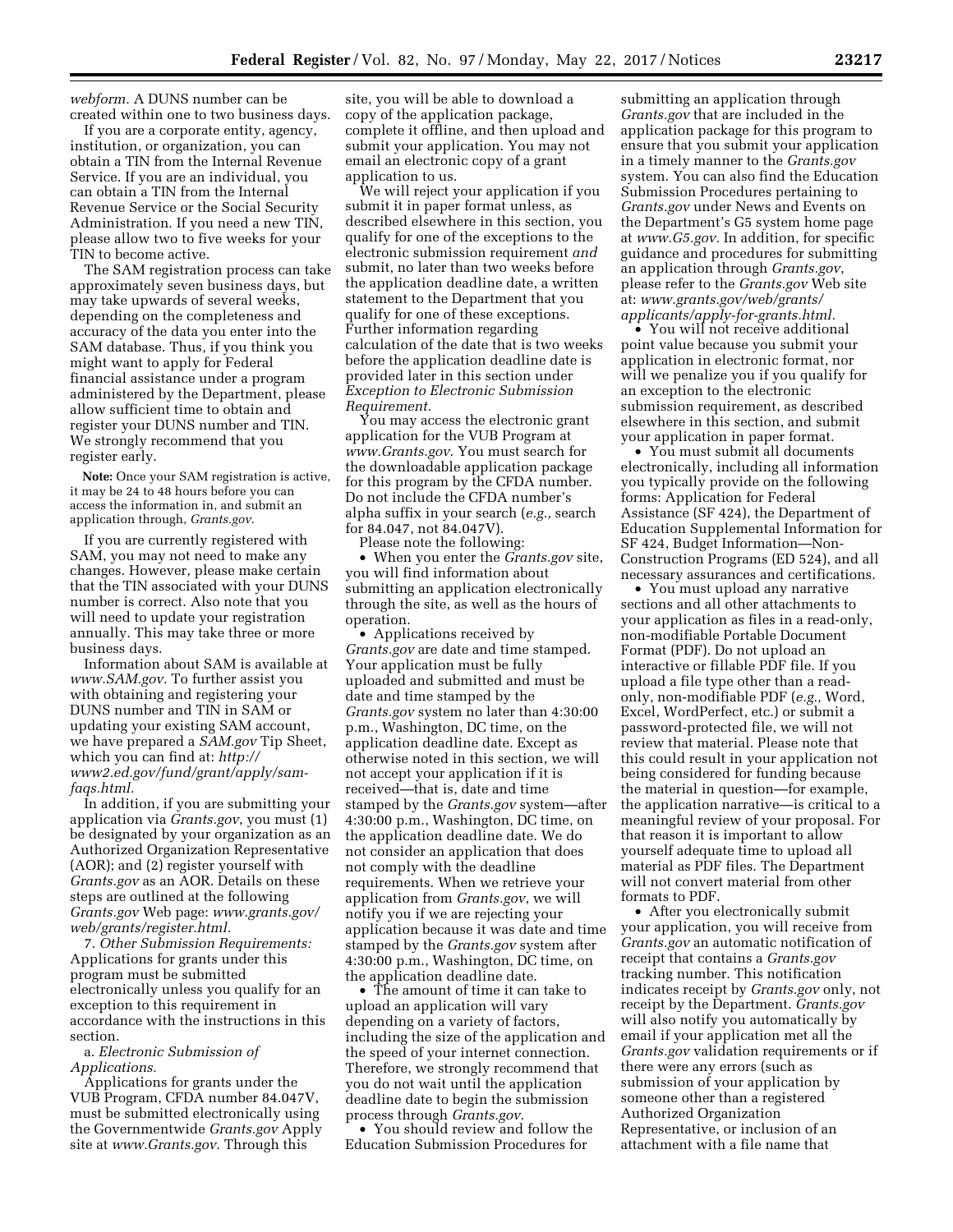*webform.* A DUNS number can be created within one to two business days.

If you are a corporate entity, agency, institution, or organization, you can obtain a TIN from the Internal Revenue Service. If you are an individual, you can obtain a TIN from the Internal Revenue Service or the Social Security Administration. If you need a new TIN, please allow two to five weeks for your TIN to become active.

The SAM registration process can take approximately seven business days, but may take upwards of several weeks, depending on the completeness and accuracy of the data you enter into the SAM database. Thus, if you think you might want to apply for Federal financial assistance under a program administered by the Department, please allow sufficient time to obtain and register your DUNS number and TIN. We strongly recommend that you register early.

**Note:** Once your SAM registration is active, it may be 24 to 48 hours before you can access the information in, and submit an application through, *Grants.gov*.

If you are currently registered with SAM, you may not need to make any changes. However, please make certain that the TIN associated with your DUNS number is correct. Also note that you will need to update your registration annually. This may take three or more business days.

Information about SAM is available at *www.SAM.gov*. To further assist you with obtaining and registering your DUNS number and TIN in SAM or updating your existing SAM account, we have prepared a *SAM.gov* Tip Sheet, which you can find at: *http://www2.ed.gov/fund/grant/apply/sam-faqs.html.*

In addition, if you are submitting your application via *Grants.gov*, you must (1) be designated by your organization as an Authorized Organization Representative (AOR); and (2) register yourself with *Grants.gov* as an AOR. Details on these steps are outlined at the following *Grants.gov* Web page: *www.grants.gov/web/grants/register.html.*

7. *Other Submission Requirements:* Applications for grants under this program must be submitted electronically unless you qualify for an exception to this requirement in accordance with the instructions in this section.

a. *Electronic Submission of Applications.*

Applications for grants under the VUB Program, CFDA number 84.047V, must be submitted electronically using the Governmentwide *Grants.gov* Apply site at *www.Grants.gov*. Through this site, you will be able to download a copy of the application package, complete it offline, and then upload and submit your application. You may not email an electronic copy of a grant application to us.

We will reject your application if you submit it in paper format unless, as described elsewhere in this section, you qualify for one of the exceptions to the electronic submission requirement *and* submit, no later than two weeks before the application deadline date, a written statement to the Department that you qualify for one of these exceptions. Further information regarding calculation of the date that is two weeks before the application deadline date is provided later in this section under *Exception to Electronic Submission Requirement.*

You may access the electronic grant application for the VUB Program at *www.Grants.gov*. You must search for the downloadable application package for this program by the CFDA number. Do not include the CFDA number's alpha suffix in your search (*e.g.,* search for 84.047, not 84.047V).

Please note the following:

- When you enter the *Grants.gov* site, you will find information about submitting an application electronically through the site, as well as the hours of operation.
- Applications received by *Grants.gov* are date and time stamped. Your application must be fully uploaded and submitted and must be date and time stamped by the *Grants.gov* system no later than 4:30:00 p.m., Washington, DC time, on the application deadline date. Except as otherwise noted in this section, we will not accept your application if it is received—that is, date and time stamped by the *Grants.gov* system—after 4:30:00 p.m., Washington, DC time, on the application deadline date. We do not consider an application that does not comply with the deadline requirements. When we retrieve your application from *Grants.gov*, we will notify you if we are rejecting your application because it was date and time stamped by the *Grants.gov* system after 4:30:00 p.m., Washington, DC time, on the application deadline date.
- The amount of time it can take to upload an application will vary depending on a variety of factors, including the size of the application and the speed of your internet connection. Therefore, we strongly recommend that you do not wait until the application deadline date to begin the submission process through *Grants.gov*.
- You should review and follow the Education Submission Procedures for submitting an application through *Grants.gov* that are included in the application package for this program to ensure that you submit your application in a timely manner to the *Grants.gov* system. You can also find the Education Submission Procedures pertaining to *Grants.gov* under News and Events on the Department's G5 system home page at *www.G5.gov*. In addition, for specific guidance and procedures for submitting an application through *Grants.gov*, please refer to the *Grants.gov* Web site at: *www.grants.gov/web/grants/applicants/apply-for-grants.html.*
- You will not receive additional point value because you submit your application in electronic format, nor will we penalize you if you qualify for an exception to the electronic submission requirement, as described elsewhere in this section, and submit your application in paper format.
- You must submit all documents electronically, including all information you typically provide on the following forms: Application for Federal Assistance (SF 424), the Department of Education Supplemental Information for SF 424, Budget Information—Non-Construction Programs (ED 524), and all necessary assurances and certifications.
- You must upload any narrative sections and all other attachments to your application as files in a read-only, non-modifiable Portable Document Format (PDF). Do not upload an interactive or fillable PDF file. If you upload a file type other than a read-only, non-modifiable PDF (*e.g.,* Word, Excel, WordPerfect, etc.) or submit a password-protected file, we will not review that material. Please note that this could result in your application not being considered for funding because the material in question—for example, the application narrative—is critical to a meaningful review of your proposal. For that reason it is important to allow yourself adequate time to upload all material as PDF files. The Department will not convert material from other formats to PDF.
- After you electronically submit your application, you will receive from *Grants.gov* an automatic notification of receipt that contains a *Grants.gov* tracking number. This notification indicates receipt by *Grants.gov* only, not receipt by the Department. *Grants.gov* will also notify you automatically by email if your application met all the *Grants.gov* validation requirements or if there were any errors (such as submission of your application by someone other than a registered Authorized Organization Representative, or inclusion of an attachment with a file name that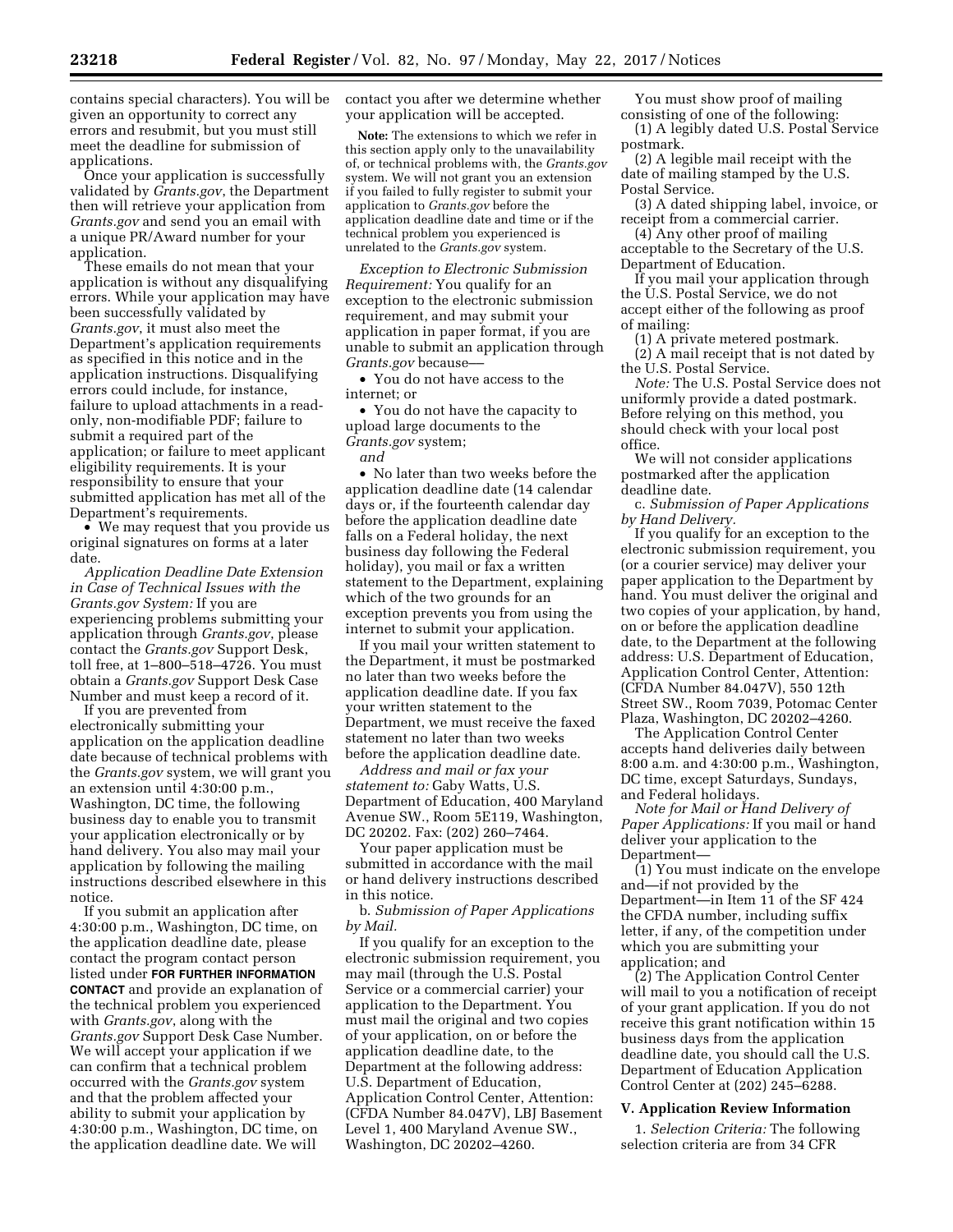contains special characters). You will be given an opportunity to correct any errors and resubmit, but you must still meet the deadline for submission of applications.

Once your application is successfully validated by *Grants.gov*, the Department then will retrieve your application from *Grants.gov* and send you an email with a unique PR/Award number for your application.

These emails do not mean that your application is without any disqualifying errors. While your application may have been successfully validated by *Grants.gov*, it must also meet the Department's application requirements as specified in this notice and in the application instructions. Disqualifying errors could include, for instance, failure to upload attachments in a read-only, non-modifiable PDF; failure to submit a required part of the application; or failure to meet applicant eligibility requirements. It is your responsibility to ensure that your submitted application has met all of the Department's requirements.

- We may request that you provide us original signatures on forms at a later date.

*Application Deadline Date Extension in Case of Technical Issues with the Grants.gov System:* If you are experiencing problems submitting your application through *Grants.gov*, please contact the *Grants.gov* Support Desk, toll free, at 1–800–518–4726. You must obtain a *Grants.gov* Support Desk Case Number and must keep a record of it.

If you are prevented from electronically submitting your application on the application deadline date because of technical problems with the *Grants.gov* system, we will grant you an extension until 4:30:00 p.m., Washington, DC time, the following business day to enable you to transmit your application electronically or by hand delivery. You also may mail your application by following the mailing instructions described elsewhere in this notice.

If you submit an application after 4:30:00 p.m., Washington, DC time, on the application deadline date, please contact the program contact person listed under **FOR FURTHER INFORMATION CONTACT** and provide an explanation of the technical problem you experienced with *Grants.gov*, along with the *Grants.gov* Support Desk Case Number. We will accept your application if we can confirm that a technical problem occurred with the *Grants.gov* system and that the problem affected your ability to submit your application by 4:30:00 p.m., Washington, DC time, on the application deadline date. We will contact you after we determine whether your application will be accepted.

**Note:** The extensions to which we refer in this section apply only to the unavailability of, or technical problems with, the *Grants.gov* system. We will not grant you an extension if you failed to fully register to submit your application to *Grants.gov* before the application deadline date and time or if the technical problem you experienced is unrelated to the *Grants.gov* system.

*Exception to Electronic Submission Requirement:* You qualify for an exception to the electronic submission requirement, and may submit your application in paper format, if you are unable to submit an application through *Grants.gov* because—

- You do not have access to the internet; or
- You do not have the capacity to upload large documents to the *Grants.gov* system;

*and*

- No later than two weeks before the application deadline date (14 calendar days or, if the fourteenth calendar day before the application deadline date falls on a Federal holiday, the next business day following the Federal holiday), you mail or fax a written statement to the Department, explaining which of the two grounds for an exception prevents you from using the internet to submit your application.

If you mail your written statement to the Department, it must be postmarked no later than two weeks before the application deadline date. If you fax your written statement to the Department, we must receive the faxed statement no later than two weeks before the application deadline date.

*Address and mail or fax your statement to:* Gaby Watts, U.S. Department of Education, 400 Maryland Avenue SW., Room 5E119, Washington, DC 20202. Fax: (202) 260–7464.

Your paper application must be submitted in accordance with the mail or hand delivery instructions described in this notice.

b. *Submission of Paper Applications by Mail.*

If you qualify for an exception to the electronic submission requirement, you may mail (through the U.S. Postal Service or a commercial carrier) your application to the Department. You must mail the original and two copies of your application, on or before the application deadline date, to the Department at the following address: U.S. Department of Education, Application Control Center, Attention: (CFDA Number 84.047V), LBJ Basement Level 1, 400 Maryland Avenue SW., Washington, DC 20202–4260.

You must show proof of mailing consisting of one of the following:

(1) A legibly dated U.S. Postal Service postmark.

(2) A legible mail receipt with the date of mailing stamped by the U.S. Postal Service.

(3) A dated shipping label, invoice, or receipt from a commercial carrier.

(4) Any other proof of mailing acceptable to the Secretary of the U.S. Department of Education.

If you mail your application through the U.S. Postal Service, we do not accept either of the following as proof of mailing:

(1) A private metered postmark.

(2) A mail receipt that is not dated by the U.S. Postal Service.

*Note:* The U.S. Postal Service does not uniformly provide a dated postmark. Before relying on this method, you should check with your local post office.

We will not consider applications postmarked after the application deadline date.

c. *Submission of Paper Applications by Hand Delivery.*

If you qualify for an exception to the electronic submission requirement, you (or a courier service) may deliver your paper application to the Department by hand. You must deliver the original and two copies of your application, by hand, on or before the application deadline date, to the Department at the following address: U.S. Department of Education, Application Control Center, Attention: (CFDA Number 84.047V), 550 12th Street SW., Room 7039, Potomac Center Plaza, Washington, DC 20202–4260.

The Application Control Center accepts hand deliveries daily between 8:00 a.m. and 4:30:00 p.m., Washington, DC time, except Saturdays, Sundays, and Federal holidays.

*Note for Mail or Hand Delivery of Paper Applications:* If you mail or hand deliver your application to the Department—

(1) You must indicate on the envelope and—if not provided by the Department—in Item 11 of the SF 424 the CFDA number, including suffix letter, if any, of the competition under which you are submitting your application; and

(2) The Application Control Center will mail to you a notification of receipt of your grant application. If you do not receive this grant notification within 15 business days from the application deadline date, you should call the U.S. Department of Education Application Control Center at (202) 245–6288.

## V. Application Review Information

1. *Selection Criteria:* The following selection criteria are from 34 CFR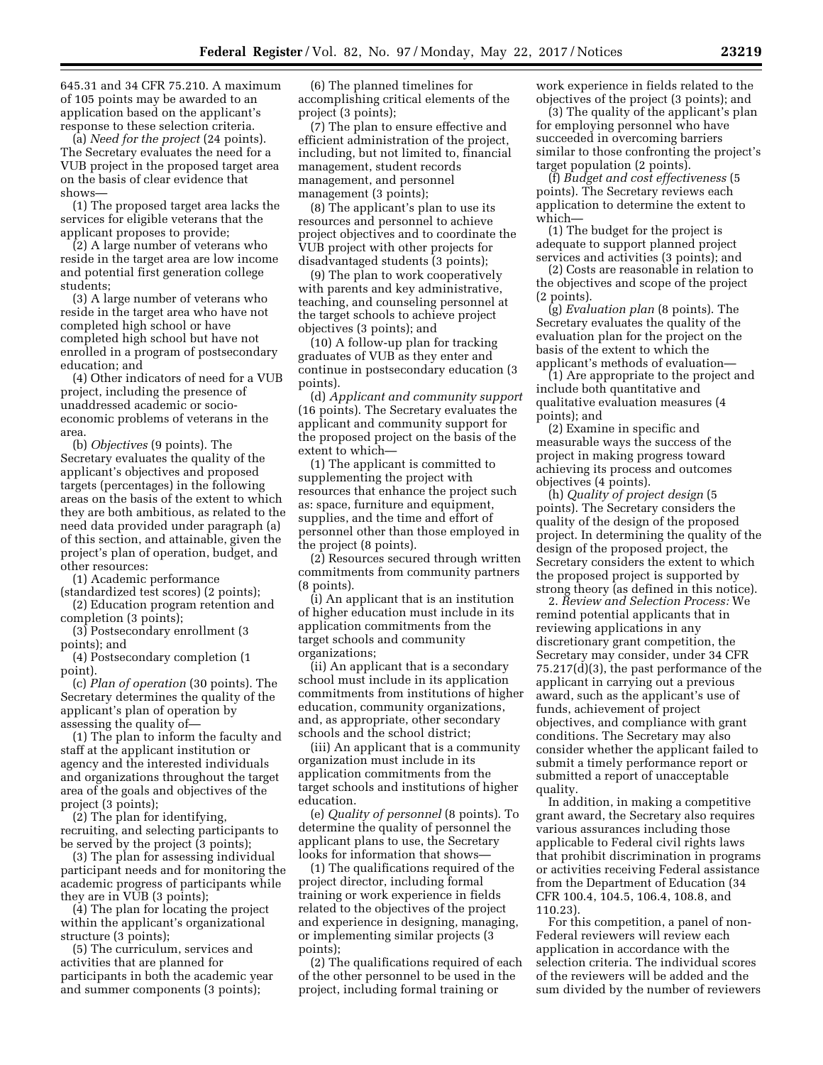645.31 and 34 CFR 75.210. A maximum of 105 points may be awarded to an application based on the applicant's response to these selection criteria.

(a) *Need for the project* (24 points). The Secretary evaluates the need for a VUB project in the proposed target area on the basis of clear evidence that shows—

(1) The proposed target area lacks the services for eligible veterans that the applicant proposes to provide;

(2) A large number of veterans who reside in the target area are low income and potential first generation college students;

(3) A large number of veterans who reside in the target area who have not completed high school or have completed high school but have not enrolled in a program of postsecondary education; and

(4) Other indicators of need for a VUB project, including the presence of unaddressed academic or socio-economic problems of veterans in the area.

(b) *Objectives* (9 points). The Secretary evaluates the quality of the applicant's objectives and proposed targets (percentages) in the following areas on the basis of the extent to which they are both ambitious, as related to the need data provided under paragraph (a) of this section, and attainable, given the project's plan of operation, budget, and other resources:

(1) Academic performance (standardized test scores) (2 points);

(2) Education program retention and completion (3 points);

(3) Postsecondary enrollment (3 points); and

(4) Postsecondary completion (1 point).

(c) *Plan of operation* (30 points). The Secretary determines the quality of the applicant's plan of operation by assessing the quality of—

(1) The plan to inform the faculty and staff at the applicant institution or agency and the interested individuals and organizations throughout the target area of the goals and objectives of the project (3 points);

(2) The plan for identifying, recruiting, and selecting participants to be served by the project (3 points);

(3) The plan for assessing individual participant needs and for monitoring the academic progress of participants while they are in VUB (3 points);

(4) The plan for locating the project within the applicant's organizational structure (3 points);

(5) The curriculum, services and activities that are planned for participants in both the academic year and summer components (3 points);

(6) The planned timelines for accomplishing critical elements of the project (3 points);

(7) The plan to ensure effective and efficient administration of the project, including, but not limited to, financial management, student records management, and personnel management (3 points);

(8) The applicant's plan to use its resources and personnel to achieve project objectives and to coordinate the VUB project with other projects for disadvantaged students (3 points);

(9) The plan to work cooperatively with parents and key administrative, teaching, and counseling personnel at the target schools to achieve project objectives (3 points); and

(10) A follow-up plan for tracking graduates of VUB as they enter and continue in postsecondary education (3 points).

(d) *Applicant and community support* (16 points). The Secretary evaluates the applicant and community support for the proposed project on the basis of the extent to which—

(1) The applicant is committed to supplementing the project with resources that enhance the project such as: space, furniture and equipment, supplies, and the time and effort of personnel other than those employed in the project (8 points).

(2) Resources secured through written commitments from community partners (8 points).

(i) An applicant that is an institution of higher education must include in its application commitments from the target schools and community organizations;

(ii) An applicant that is a secondary school must include in its application commitments from institutions of higher education, community organizations, and, as appropriate, other secondary schools and the school district;

(iii) An applicant that is a community organization must include in its application commitments from the target schools and institutions of higher education.

(e) *Quality of personnel* (8 points). To determine the quality of personnel the applicant plans to use, the Secretary looks for information that shows—

(1) The qualifications required of the project director, including formal training or work experience in fields related to the objectives of the project and experience in designing, managing, or implementing similar projects (3 points);

(2) The qualifications required of each of the other personnel to be used in the project, including formal training or work experience in fields related to the objectives of the project (3 points); and

(3) The quality of the applicant's plan for employing personnel who have succeeded in overcoming barriers similar to those confronting the project's target population (2 points).

(f) *Budget and cost effectiveness* (5 points). The Secretary reviews each application to determine the extent to which—

(1) The budget for the project is adequate to support planned project services and activities (3 points); and

(2) Costs are reasonable in relation to the objectives and scope of the project (2 points).

(g) *Evaluation plan* (8 points). The Secretary evaluates the quality of the evaluation plan for the project on the basis of the extent to which the applicant's methods of evaluation—

(1) Are appropriate to the project and include both quantitative and qualitative evaluation measures (4 points); and

(2) Examine in specific and measurable ways the success of the project in making progress toward achieving its process and outcomes objectives (4 points).

(h) *Quality of project design* (5 points). The Secretary considers the quality of the design of the proposed project. In determining the quality of the design of the proposed project, the Secretary considers the extent to which the proposed project is supported by strong theory (as defined in this notice).

2. *Review and Selection Process:* We remind potential applicants that in reviewing applications in any discretionary grant competition, the Secretary may consider, under 34 CFR 75.217(d)(3), the past performance of the applicant in carrying out a previous award, such as the applicant's use of funds, achievement of project objectives, and compliance with grant conditions. The Secretary may also consider whether the applicant failed to submit a timely performance report or submitted a report of unacceptable quality.

In addition, in making a competitive grant award, the Secretary also requires various assurances including those applicable to Federal civil rights laws that prohibit discrimination in programs or activities receiving Federal assistance from the Department of Education (34 CFR 100.4, 104.5, 106.4, 108.8, and 110.23).

For this competition, a panel of non-Federal reviewers will review each application in accordance with the selection criteria. The individual scores of the reviewers will be added and the sum divided by the number of reviewers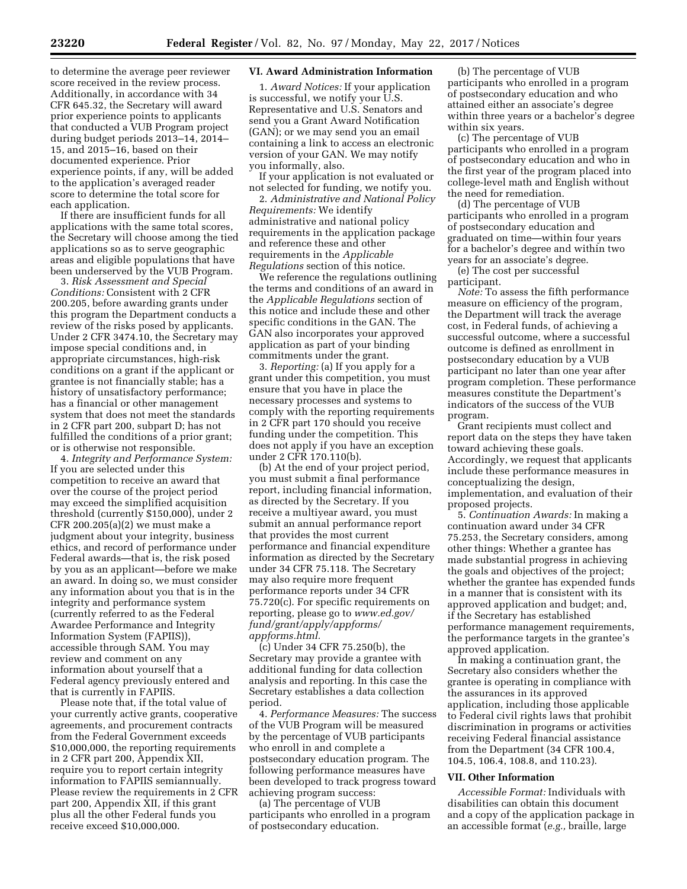to determine the average peer reviewer score received in the review process. Additionally, in accordance with 34 CFR 645.32, the Secretary will award prior experience points to applicants that conducted a VUB Program project during budget periods 2013–14, 2014–15, and 2015–16, based on their documented experience. Prior experience points, if any, will be added to the application's averaged reader score to determine the total score for each application.

If there are insufficient funds for all applications with the same total scores, the Secretary will choose among the tied applications so as to serve geographic areas and eligible populations that have been underserved by the VUB Program.

3. *Risk Assessment and Special Conditions:* Consistent with 2 CFR 200.205, before awarding grants under this program the Department conducts a review of the risks posed by applicants. Under 2 CFR 3474.10, the Secretary may impose special conditions and, in appropriate circumstances, high-risk conditions on a grant if the applicant or grantee is not financially stable; has a history of unsatisfactory performance; has a financial or other management system that does not meet the standards in 2 CFR part 200, subpart D; has not fulfilled the conditions of a prior grant; or is otherwise not responsible.

4. *Integrity and Performance System:* If you are selected under this competition to receive an award that over the course of the project period may exceed the simplified acquisition threshold (currently $150,000), under 2 CFR 200.205(a)(2) we must make a judgment about your integrity, business ethics, and record of performance under Federal awards—that is, the risk posed by you as an applicant—before we make an award. In doing so, we must consider any information about you that is in the integrity and performance system (currently referred to as the Federal Awardee Performance and Integrity Information System (FAPIIS)), accessible through SAM. You may review and comment on any information about yourself that a Federal agency previously entered and that is currently in FAPIIS.

Please note that, if the total value of your currently active grants, cooperative agreements, and procurement contracts from the Federal Government exceeds $10,000,000, the reporting requirements in 2 CFR part 200, Appendix XII, require you to report certain integrity information to FAPIIS semiannually. Please review the requirements in 2 CFR part 200, Appendix XII, if this grant plus all the other Federal funds you receive exceed $10,000,000.

## VI. Award Administration Information

1. *Award Notices:* If your application is successful, we notify your U.S. Representative and U.S. Senators and send you a Grant Award Notification (GAN); or we may send you an email containing a link to access an electronic version of your GAN. We may notify you informally, also.

If your application is not evaluated or not selected for funding, we notify you.

2. *Administrative and National Policy Requirements:* We identify administrative and national policy requirements in the application package and reference these and other requirements in the *Applicable Regulations* section of this notice.

We reference the regulations outlining the terms and conditions of an award in the *Applicable Regulations* section of this notice and include these and other specific conditions in the GAN. The GAN also incorporates your approved application as part of your binding commitments under the grant.

3. *Reporting:* (a) If you apply for a grant under this competition, you must ensure that you have in place the necessary processes and systems to comply with the reporting requirements in 2 CFR part 170 should you receive funding under the competition. This does not apply if you have an exception under 2 CFR 170.110(b).

(b) At the end of your project period, you must submit a final performance report, including financial information, as directed by the Secretary. If you receive a multiyear award, you must submit an annual performance report that provides the most current performance and financial expenditure information as directed by the Secretary under 34 CFR 75.118. The Secretary may also require more frequent performance reports under 34 CFR 75.720(c). For specific requirements on reporting, please go to *www.ed.gov/fund/grant/apply/appforms/appforms.html.*

(c) Under 34 CFR 75.250(b), the Secretary may provide a grantee with additional funding for data collection analysis and reporting. In this case the Secretary establishes a data collection period.

4. *Performance Measures:* The success of the VUB Program will be measured by the percentage of VUB participants who enroll in and complete a postsecondary education program. The following performance measures have been developed to track progress toward achieving program success:

(a) The percentage of VUB participants who enrolled in a program of postsecondary education.

(b) The percentage of VUB participants who enrolled in a program of postsecondary education and who attained either an associate's degree within three years or a bachelor's degree within six years.

(c) The percentage of VUB participants who enrolled in a program of postsecondary education and who in the first year of the program placed into college-level math and English without the need for remediation.

(d) The percentage of VUB participants who enrolled in a program of postsecondary education and graduated on time—within four years for a bachelor's degree and within two years for an associate's degree.

(e) The cost per successful participant.

*Note:* To assess the fifth performance measure on efficiency of the program, the Department will track the average cost, in Federal funds, of achieving a successful outcome, where a successful outcome is defined as enrollment in postsecondary education by a VUB participant no later than one year after program completion. These performance measures constitute the Department's indicators of the success of the VUB program.

Grant recipients must collect and report data on the steps they have taken toward achieving these goals. Accordingly, we request that applicants include these performance measures in conceptualizing the design, implementation, and evaluation of their proposed projects.

5. *Continuation Awards:* In making a continuation award under 34 CFR 75.253, the Secretary considers, among other things: Whether a grantee has made substantial progress in achieving the goals and objectives of the project; whether the grantee has expended funds in a manner that is consistent with its approved application and budget; and, if the Secretary has established performance management requirements, the performance targets in the grantee's approved application.

In making a continuation grant, the Secretary also considers whether the grantee is operating in compliance with the assurances in its approved application, including those applicable to Federal civil rights laws that prohibit discrimination in programs or activities receiving Federal financial assistance from the Department (34 CFR 100.4, 104.5, 106.4, 108.8, and 110.23).

## VII. Other Information

*Accessible Format:* Individuals with disabilities can obtain this document and a copy of the application package in an accessible format (*e.g.,* braille, large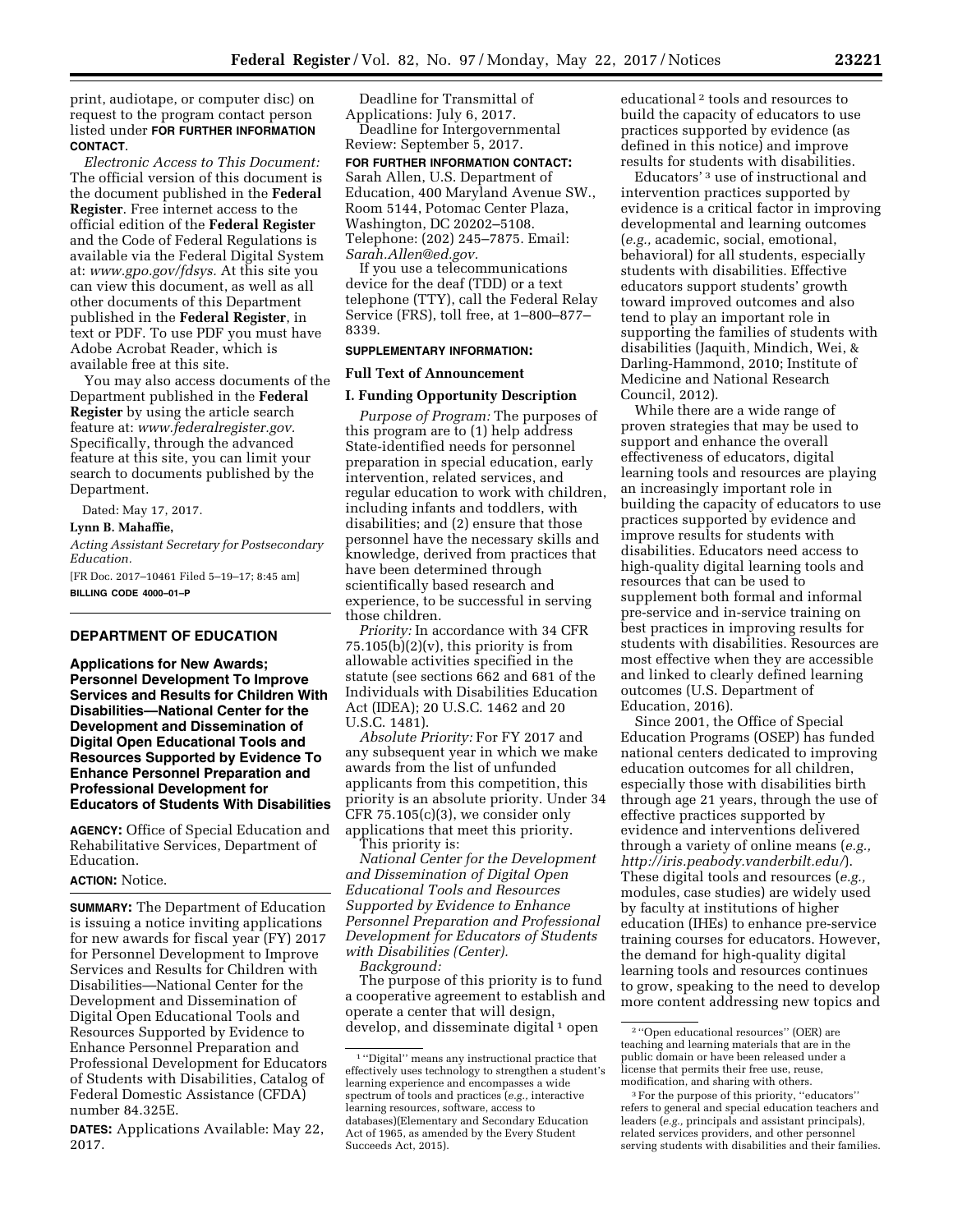print, audiotape, or computer disc) on request to the program contact person listed under **FOR FURTHER INFORMATION CONTACT**.

*Electronic Access to This Document:* The official version of this document is the document published in the **Federal Register**. Free internet access to the official edition of the **Federal Register** and the Code of Federal Regulations is available via the Federal Digital System at: *www.gpo.gov/fdsys.* At this site you can view this document, as well as all other documents of this Department published in the **Federal Register**, in text or PDF. To use PDF you must have Adobe Acrobat Reader, which is available free at this site.

You may also access documents of the Department published in the **Federal Register** by using the article search feature at: *www.federalregister.gov.* Specifically, through the advanced feature at this site, you can limit your search to documents published by the Department.

Dated: May 17, 2017.

**Lynn B. Mahaffie,**

*Acting Assistant Secretary for Postsecondary Education.*

[FR Doc. 2017–10461 Filed 5–19–17; 8:45 am]

**BILLING CODE 4000–01–P**

---

## DEPARTMENT OF EDUCATION

### Applications for New Awards; Personnel Development To Improve Services and Results for Children With Disabilities—National Center for the Development and Dissemination of Digital Open Educational Tools and Resources Supported by Evidence To Enhance Personnel Preparation and Professional Development for Educators of Students With Disabilities

**AGENCY:** Office of Special Education and Rehabilitative Services, Department of Education.

**ACTION:** Notice.

**SUMMARY:** The Department of Education is issuing a notice inviting applications for new awards for fiscal year (FY) 2017 for Personnel Development to Improve Services and Results for Children with Disabilities—National Center for the Development and Dissemination of Digital Open Educational Tools and Resources Supported by Evidence to Enhance Personnel Preparation and Professional Development for Educators of Students with Disabilities, Catalog of Federal Domestic Assistance (CFDA) number 84.325E.

**DATES:** Applications Available: May 22, 2017.

Deadline for Transmittal of Applications: July 6, 2017.

Deadline for Intergovernmental Review: September 5, 2017.

**FOR FURTHER INFORMATION CONTACT:** Sarah Allen, U.S. Department of Education, 400 Maryland Avenue SW., Room 5144, Potomac Center Plaza, Washington, DC 20202–5108. Telephone: (202) 245–7875. Email: *Sarah.Allen@ed.gov.*

If you use a telecommunications device for the deaf (TDD) or a text telephone (TTY), call the Federal Relay Service (FRS), toll free, at 1–800–877–8339.

**SUPPLEMENTARY INFORMATION:**

**Full Text of Announcement**

**I. Funding Opportunity Description**

*Purpose of Program:* The purposes of this program are to (1) help address State-identified needs for personnel preparation in special education, early intervention, related services, and regular education to work with children, including infants and toddlers, with disabilities; and (2) ensure that those personnel have the necessary skills and knowledge, derived from practices that have been determined through scientifically based research and experience, to be successful in serving those children.

*Priority:* In accordance with 34 CFR 75.105(b)(2)(v), this priority is from allowable activities specified in the statute (see sections 662 and 681 of the Individuals with Disabilities Education Act (IDEA); 20 U.S.C. 1462 and 20 U.S.C. 1481).

*Absolute Priority:* For FY 2017 and any subsequent year in which we make awards from the list of unfunded applicants from this competition, this priority is an absolute priority. Under 34 CFR 75.105(c)(3), we consider only applications that meet this priority.

This priority is:

*National Center for the Development and Dissemination of Digital Open Educational Tools and Resources Supported by Evidence to Enhance Personnel Preparation and Professional Development for Educators of Students with Disabilities (Center).*

*Background:*

The purpose of this priority is to fund a cooperative agreement to establish and operate a center that will design, develop, and disseminate digital [1] open educational [2] tools and resources to build the capacity of educators to use practices supported by evidence (as defined in this notice) and improve results for students with disabilities.

Educators' [3] use of instructional and intervention practices supported by evidence is a critical factor in improving developmental and learning outcomes (*e.g.,* academic, social, emotional, behavioral) for all students, especially students with disabilities. Effective educators support students' growth toward improved outcomes and also tend to play an important role in supporting the families of students with disabilities (Jaquith, Mindich, Wei, & Darling-Hammond, 2010; Institute of Medicine and National Research Council, 2012).

While there are a wide range of proven strategies that may be used to support and enhance the overall effectiveness of educators, digital learning tools and resources are playing an increasingly important role in building the capacity of educators to use practices supported by evidence and improve results for students with disabilities. Educators need access to high-quality digital learning tools and resources that can be used to supplement both formal and informal pre-service and in-service training on best practices in improving results for students with disabilities. Resources are most effective when they are accessible and linked to clearly defined learning outcomes (U.S. Department of Education, 2016).

Since 2001, the Office of Special Education Programs (OSEP) has funded national centers dedicated to improving education outcomes for all children, especially those with disabilities birth through age 21 years, through the use of effective practices supported by evidence and interventions delivered through a variety of online means (*e.g., http://iris.peabody.vanderbilt.edu/*). These digital tools and resources (*e.g.,* modules, case studies) are widely used by faculty at institutions of higher education (IHEs) to enhance pre-service training courses for educators. However, the demand for high-quality digital learning tools and resources continues to grow, speaking to the need to develop more content addressing new topics and

[1] "Digital" means any instructional practice that effectively uses technology to strengthen a student's learning experience and encompasses a wide spectrum of tools and practices (*e.g.,* interactive learning resources, software, access to databases)(Elementary and Secondary Education Act of 1965, as amended by the Every Student Succeeds Act, 2015).

[2] "Open educational resources" (OER) are teaching and learning materials that are in the public domain or have been released under a license that permits their free use, reuse, modification, and sharing with others.

[3] For the purpose of this priority, "educators" refers to general and special education teachers and leaders (*e.g.,* principals and assistant principals), related services providers, and other personnel serving students with disabilities and their families.